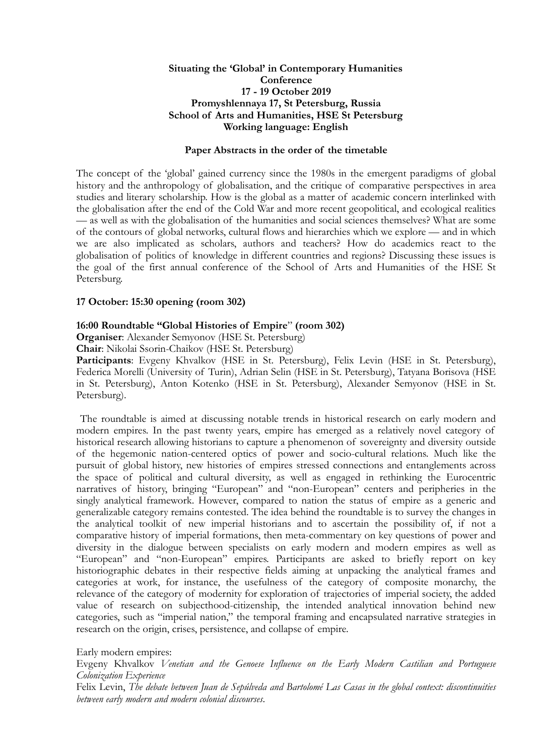**Situating the 'Global' in Contemporary Humanities**
**Conference**
**17 - 19 October 2019**
**Promyshlennaya 17, St Petersburg, Russia**
**School of Arts and Humanities, HSE St Petersburg**
**Working language: English**

**Paper Abstracts in the order of the timetable**

The concept of the 'global' gained currency since the 1980s in the emergent paradigms of global history and the anthropology of globalisation, and the critique of comparative perspectives in area studies and literary scholarship. How is the global as a matter of academic concern interlinked with the globalisation after the end of the Cold War and more recent geopolitical, and ecological realities — as well as with the globalisation of the humanities and social sciences themselves? What are some of the contours of global networks, cultural flows and hierarchies which we explore — and in which we are also implicated as scholars, authors and teachers? How do academics react to the globalisation of politics of knowledge in different countries and regions? Discussing these issues is the goal of the first annual conference of the School of Arts and Humanities of the HSE St Petersburg.

**17 October: 15:30 opening (room 302)**

**16:00 Roundtable "Global Histories of Empire" (room 302)**

**Organiser**: Alexander Semyonov (HSE St. Petersburg)

**Chair**: Nikolai Ssorin-Chaikov (HSE St. Petersburg)

**Participants**: Evgeny Khvalkov (HSE in St. Petersburg), Felix Levin (HSE in St. Petersburg), Federica Morelli (University of Turin), Adrian Selin (HSE in St. Petersburg), Tatyana Borisova (HSE in St. Petersburg), Anton Kotenko (HSE in St. Petersburg), Alexander Semyonov (HSE in St. Petersburg).

The roundtable is aimed at discussing notable trends in historical research on early modern and modern empires. In the past twenty years, empire has emerged as a relatively novel category of historical research allowing historians to capture a phenomenon of sovereignty and diversity outside of the hegemonic nation-centered optics of power and socio-cultural relations. Much like the pursuit of global history, new histories of empires stressed connections and entanglements across the space of political and cultural diversity, as well as engaged in rethinking the Eurocentric narratives of history, bringing "European" and "non-European" centers and peripheries in the singly analytical framework. However, compared to nation the status of empire as a generic and generalizable category remains contested. The idea behind the roundtable is to survey the changes in the analytical toolkit of new imperial historians and to ascertain the possibility of, if not a comparative history of imperial formations, then meta-commentary on key questions of power and diversity in the dialogue between specialists on early modern and modern empires as well as "European" and "non-European" empires. Participants are asked to briefly report on key historiographic debates in their respective fields aiming at unpacking the analytical frames and categories at work, for instance, the usefulness of the category of composite monarchy, the relevance of the category of modernity for exploration of trajectories of imperial society, the added value of research on subjecthood-citizenship, the intended analytical innovation behind new categories, such as "imperial nation," the temporal framing and encapsulated narrative strategies in research on the origin, crises, persistence, and collapse of empire.

Early modern empires:

Evgeny Khvalkov *Venetian and the Genoese Influence on the Early Modern Castilian and Portuguese Colonization Experience*

Felix Levin, *The debate between Juan de Sepúlveda and Bartolomé Las Casas in the global context: discontinuities between early modern and modern colonial discourses*.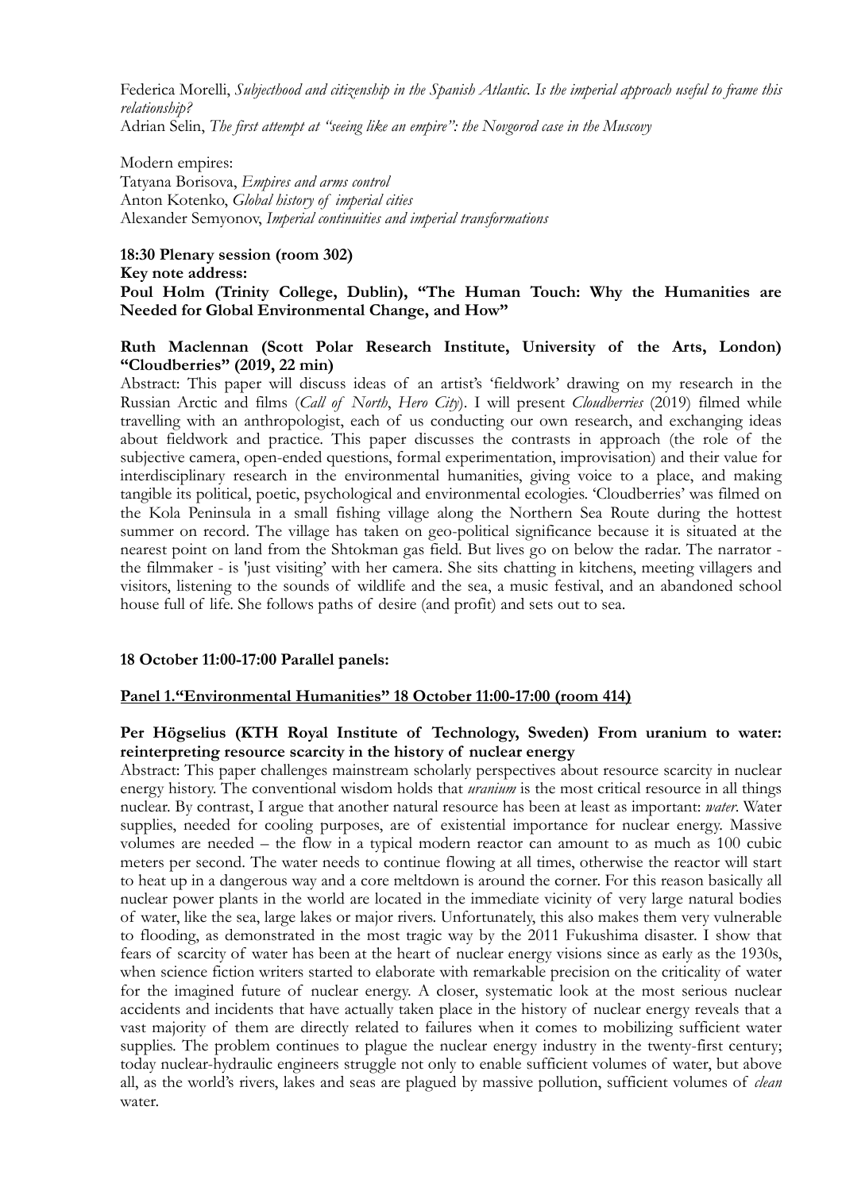Federica Morelli, *Subjecthood and citizenship in the Spanish Atlantic. Is the imperial approach useful to frame this relationship?*
Adrian Selin, *The first attempt at "seeing like an empire": the Novgorod case in the Muscovy*

Modern empires:
Tatyana Borisova, *Empires and arms control*
Anton Kotenko, *Global history of imperial cities*
Alexander Semyonov, *Imperial continuities and imperial transformations*

**18:30 Plenary session (room 302)**
**Key note address:**
**Poul Holm (Trinity College, Dublin), "The Human Touch: Why the Humanities are Needed for Global Environmental Change, and How"**

**Ruth Maclennan (Scott Polar Research Institute, University of the Arts, London) "Cloudberries" (2019, 22 min)**
Abstract: This paper will discuss ideas of an artist's 'fieldwork' drawing on my research in the Russian Arctic and films (*Call of North*, *Hero City*). I will present *Cloudberries* (2019) filmed while travelling with an anthropologist, each of us conducting our own research, and exchanging ideas about fieldwork and practice. This paper discusses the contrasts in approach (the role of the subjective camera, open-ended questions, formal experimentation, improvisation) and their value for interdisciplinary research in the environmental humanities, giving voice to a place, and making tangible its political, poetic, psychological and environmental ecologies. 'Cloudberries' was filmed on the Kola Peninsula in a small fishing village along the Northern Sea Route during the hottest summer on record. The village has taken on geo-political significance because it is situated at the nearest point on land from the Shtokman gas field. But lives go on below the radar. The narrator - the filmmaker - is 'just visiting' with her camera. She sits chatting in kitchens, meeting villagers and visitors, listening to the sounds of wildlife and the sea, a music festival, and an abandoned school house full of life. She follows paths of desire (and profit) and sets out to sea.

**18 October 11:00-17:00 Parallel panels:**

**Panel 1."Environmental Humanities" 18 October 11:00-17:00 (room 414)**

**Per Högselius (KTH Royal Institute of Technology, Sweden) From uranium to water: reinterpreting resource scarcity in the history of nuclear energy**
Abstract: This paper challenges mainstream scholarly perspectives about resource scarcity in nuclear energy history. The conventional wisdom holds that *uranium* is the most critical resource in all things nuclear. By contrast, I argue that another natural resource has been at least as important: *water*. Water supplies, needed for cooling purposes, are of existential importance for nuclear energy. Massive volumes are needed – the flow in a typical modern reactor can amount to as much as 100 cubic meters per second. The water needs to continue flowing at all times, otherwise the reactor will start to heat up in a dangerous way and a core meltdown is around the corner. For this reason basically all nuclear power plants in the world are located in the immediate vicinity of very large natural bodies of water, like the sea, large lakes or major rivers. Unfortunately, this also makes them very vulnerable to flooding, as demonstrated in the most tragic way by the 2011 Fukushima disaster. I show that fears of scarcity of water has been at the heart of nuclear energy visions since as early as the 1930s, when science fiction writers started to elaborate with remarkable precision on the criticality of water for the imagined future of nuclear energy. A closer, systematic look at the most serious nuclear accidents and incidents that have actually taken place in the history of nuclear energy reveals that a vast majority of them are directly related to failures when it comes to mobilizing sufficient water supplies. The problem continues to plague the nuclear energy industry in the twenty-first century; today nuclear-hydraulic engineers struggle not only to enable sufficient volumes of water, but above all, as the world's rivers, lakes and seas are plagued by massive pollution, sufficient volumes of *clean* water.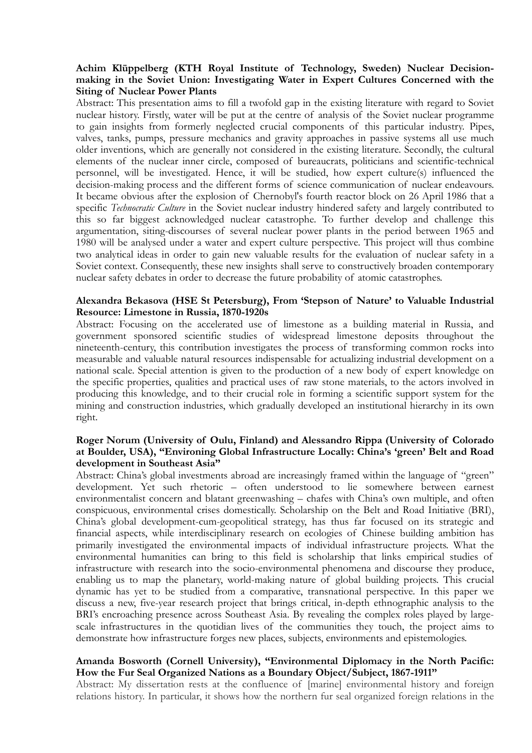**Achim Klüppelberg (KTH Royal Institute of Technology, Sweden) Nuclear Decision-making in the Soviet Union: Investigating Water in Expert Cultures Concerned with the Siting of Nuclear Power Plants**

Abstract: This presentation aims to fill a twofold gap in the existing literature with regard to Soviet nuclear history. Firstly, water will be put at the centre of analysis of the Soviet nuclear programme to gain insights from formerly neglected crucial components of this particular industry. Pipes, valves, tanks, pumps, pressure mechanics and gravity approaches in passive systems all use much older inventions, which are generally not considered in the existing literature. Secondly, the cultural elements of the nuclear inner circle, composed of bureaucrats, politicians and scientific-technical personnel, will be investigated. Hence, it will be studied, how expert culture(s) influenced the decision-making process and the different forms of science communication of nuclear endeavours. It became obvious after the explosion of Chernobyl's fourth reactor block on 26 April 1986 that a specific *Technocratic Culture* in the Soviet nuclear industry hindered safety and largely contributed to this so far biggest acknowledged nuclear catastrophe. To further develop and challenge this argumentation, siting-discourses of several nuclear power plants in the period between 1965 and 1980 will be analysed under a water and expert culture perspective. This project will thus combine two analytical ideas in order to gain new valuable results for the evaluation of nuclear safety in a Soviet context. Consequently, these new insights shall serve to constructively broaden contemporary nuclear safety debates in order to decrease the future probability of atomic catastrophes.

**Alexandra Bekasova (HSE St Petersburg), From 'Stepson of Nature' to Valuable Industrial Resource: Limestone in Russia, 1870-1920s**

Abstract: Focusing on the accelerated use of limestone as a building material in Russia, and government sponsored scientific studies of widespread limestone deposits throughout the nineteenth-century, this contribution investigates the process of transforming common rocks into measurable and valuable natural resources indispensable for actualizing industrial development on a national scale. Special attention is given to the production of a new body of expert knowledge on the specific properties, qualities and practical uses of raw stone materials, to the actors involved in producing this knowledge, and to their crucial role in forming a scientific support system for the mining and construction industries, which gradually developed an institutional hierarchy in its own right.

**Roger Norum (University of Oulu, Finland) and Alessandro Rippa (University of Colorado at Boulder, USA), "Environing Global Infrastructure Locally: China's 'green' Belt and Road development in Southeast Asia"**

Abstract: China's global investments abroad are increasingly framed within the language of "green" development. Yet such rhetoric – often understood to lie somewhere between earnest environmentalist concern and blatant greenwashing – chafes with China's own multiple, and often conspicuous, environmental crises domestically. Scholarship on the Belt and Road Initiative (BRI), China's global development-cum-geopolitical strategy, has thus far focused on its strategic and financial aspects, while interdisciplinary research on ecologies of Chinese building ambition has primarily investigated the environmental impacts of individual infrastructure projects. What the environmental humanities can bring to this field is scholarship that links empirical studies of infrastructure with research into the socio-environmental phenomena and discourse they produce, enabling us to map the planetary, world-making nature of global building projects. This crucial dynamic has yet to be studied from a comparative, transnational perspective. In this paper we discuss a new, five-year research project that brings critical, in-depth ethnographic analysis to the BRI's encroaching presence across Southeast Asia. By revealing the complex roles played by large-scale infrastructures in the quotidian lives of the communities they touch, the project aims to demonstrate how infrastructure forges new places, subjects, environments and epistemologies.

**Amanda Bosworth (Cornell University), "Environmental Diplomacy in the North Pacific: How the Fur Seal Organized Nations as a Boundary Object/Subject, 1867-1911"**

Abstract: My dissertation rests at the confluence of [marine] environmental history and foreign relations history. In particular, it shows how the northern fur seal organized foreign relations in the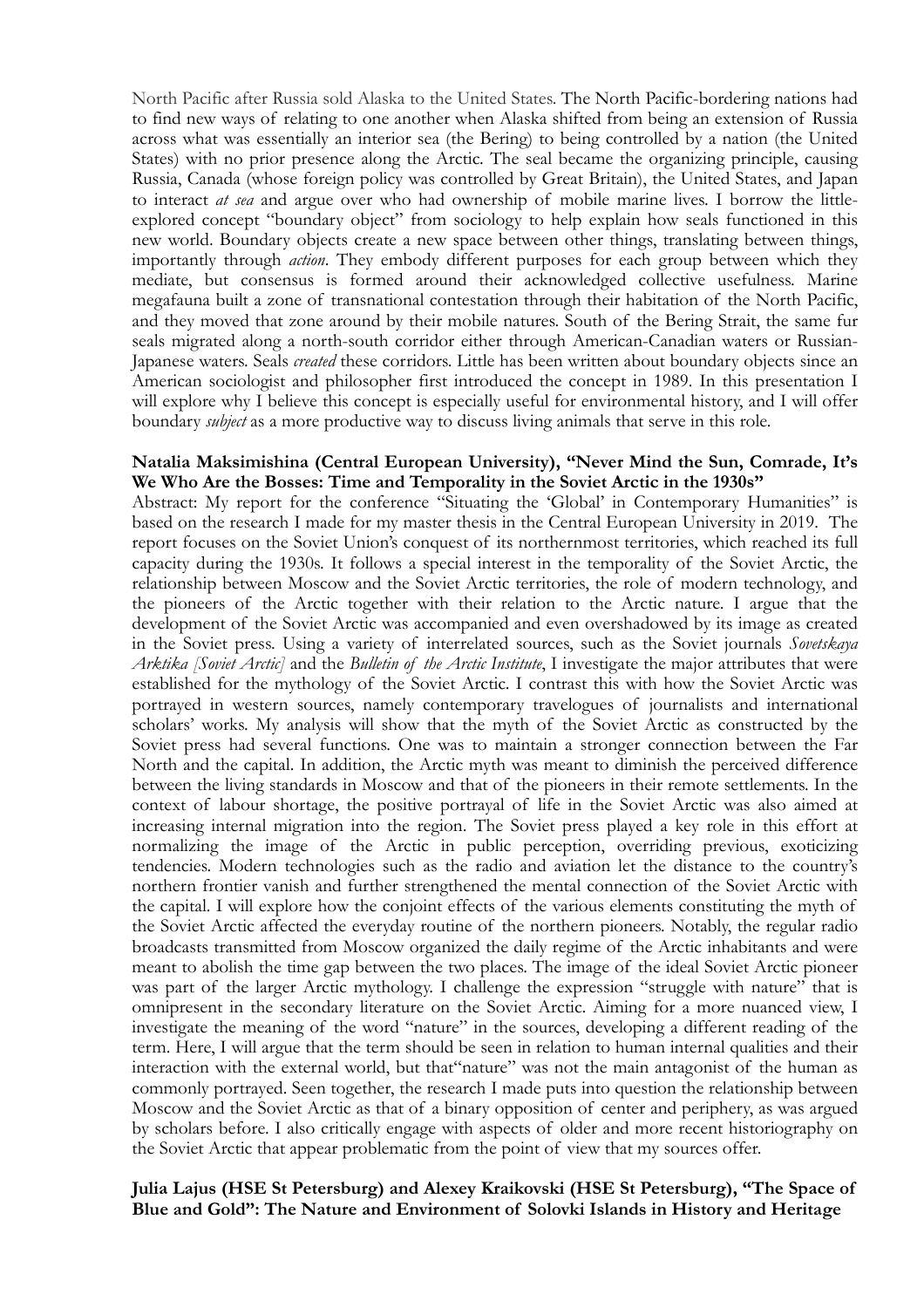North Pacific after Russia sold Alaska to the United States. The North Pacific-bordering nations had to find new ways of relating to one another when Alaska shifted from being an extension of Russia across what was essentially an interior sea (the Bering) to being controlled by a nation (the United States) with no prior presence along the Arctic. The seal became the organizing principle, causing Russia, Canada (whose foreign policy was controlled by Great Britain), the United States, and Japan to interact *at sea* and argue over who had ownership of mobile marine lives. I borrow the little-explored concept "boundary object" from sociology to help explain how seals functioned in this new world. Boundary objects create a new space between other things, translating between things, importantly through *action*. They embody different purposes for each group between which they mediate, but consensus is formed around their acknowledged collective usefulness. Marine megafauna built a zone of transnational contestation through their habitation of the North Pacific, and they moved that zone around by their mobile natures. South of the Bering Strait, the same fur seals migrated along a north-south corridor either through American-Canadian waters or Russian-Japanese waters. Seals *created* these corridors. Little has been written about boundary objects since an American sociologist and philosopher first introduced the concept in 1989. In this presentation I will explore why I believe this concept is especially useful for environmental history, and I will offer boundary *subject* as a more productive way to discuss living animals that serve in this role.

**Natalia Maksimishina (Central European University), "Never Mind the Sun, Comrade, It's We Who Are the Bosses: Time and Temporality in the Soviet Arctic in the 1930s"**

Abstract: My report for the conference "Situating the 'Global' in Contemporary Humanities" is based on the research I made for my master thesis in the Central European University in 2019. The report focuses on the Soviet Union's conquest of its northernmost territories, which reached its full capacity during the 1930s. It follows a special interest in the temporality of the Soviet Arctic, the relationship between Moscow and the Soviet Arctic territories, the role of modern technology, and the pioneers of the Arctic together with their relation to the Arctic nature. I argue that the development of the Soviet Arctic was accompanied and even overshadowed by its image as created in the Soviet press. Using a variety of interrelated sources, such as the Soviet journals *Sovetskaya Arktika [Soviet Arctic]* and the *Bulletin of the Arctic Institute*, I investigate the major attributes that were established for the mythology of the Soviet Arctic. I contrast this with how the Soviet Arctic was portrayed in western sources, namely contemporary travelogues of journalists and international scholars' works. My analysis will show that the myth of the Soviet Arctic as constructed by the Soviet press had several functions. One was to maintain a stronger connection between the Far North and the capital. In addition, the Arctic myth was meant to diminish the perceived difference between the living standards in Moscow and that of the pioneers in their remote settlements. In the context of labour shortage, the positive portrayal of life in the Soviet Arctic was also aimed at increasing internal migration into the region. The Soviet press played a key role in this effort at normalizing the image of the Arctic in public perception, overriding previous, exoticizing tendencies. Modern technologies such as the radio and aviation let the distance to the country's northern frontier vanish and further strengthened the mental connection of the Soviet Arctic with the capital. I will explore how the conjoint effects of the various elements constituting the myth of the Soviet Arctic affected the everyday routine of the northern pioneers. Notably, the regular radio broadcasts transmitted from Moscow organized the daily regime of the Arctic inhabitants and were meant to abolish the time gap between the two places. The image of the ideal Soviet Arctic pioneer was part of the larger Arctic mythology. I challenge the expression "struggle with nature" that is omnipresent in the secondary literature on the Soviet Arctic. Aiming for a more nuanced view, I investigate the meaning of the word "nature" in the sources, developing a different reading of the term. Here, I will argue that the term should be seen in relation to human internal qualities and their interaction with the external world, but that"nature" was not the main antagonist of the human as commonly portrayed. Seen together, the research I made puts into question the relationship between Moscow and the Soviet Arctic as that of a binary opposition of center and periphery, as was argued by scholars before. I also critically engage with aspects of older and more recent historiography on the Soviet Arctic that appear problematic from the point of view that my sources offer.

**Julia Lajus (HSE St Petersburg) and Alexey Kraikovski (HSE St Petersburg), "The Space of Blue and Gold": The Nature and Environment of Solovki Islands in History and Heritage**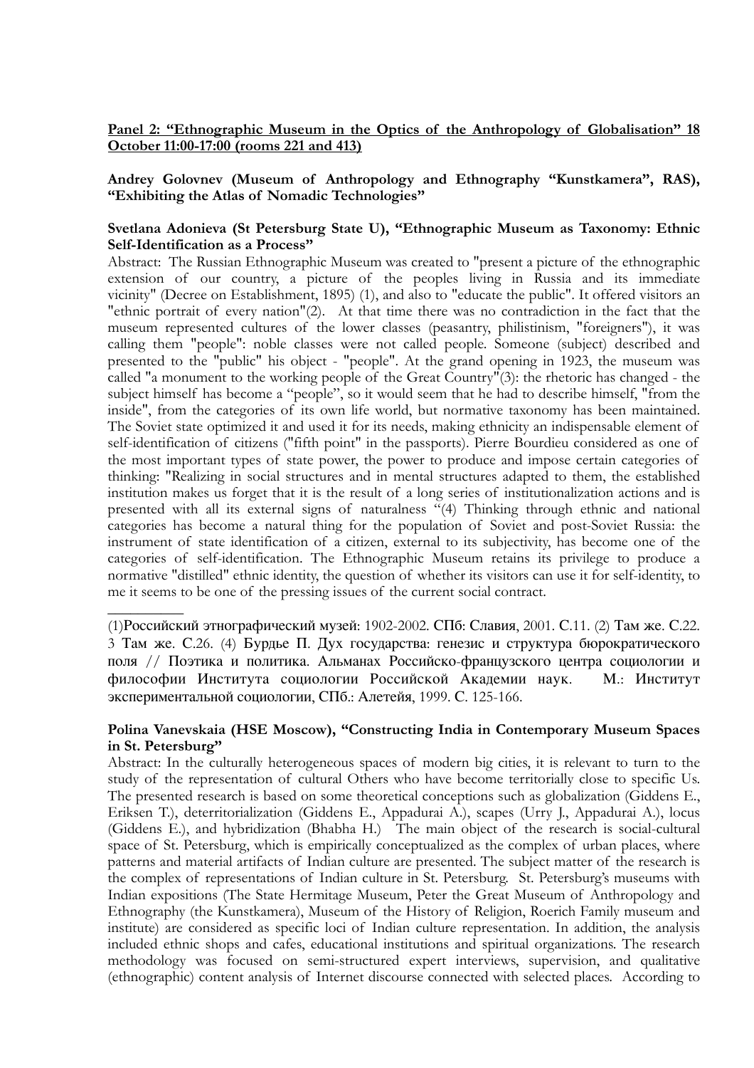**Panel 2: "Ethnographic Museum in the Optics of the Anthropology of Globalisation" 18 October 11:00-17:00 (rooms 221 and 413)**

**Andrey Golovnev (Museum of Anthropology and Ethnography "Kunstkamera", RAS), "Exhibiting the Atlas of Nomadic Technologies"**

**Svetlana Adonieva (St Petersburg State U), "Ethnographic Museum as Taxonomy: Ethnic Self-Identification as a Process"**

Abstract: The Russian Ethnographic Museum was created to "present a picture of the ethnographic extension of our country, a picture of the peoples living in Russia and its immediate vicinity" (Decree on Establishment, 1895) (1), and also to "educate the public". It offered visitors an "ethnic portrait of every nation"(2). At that time there was no contradiction in the fact that the museum represented cultures of the lower classes (peasantry, philistinism, "foreigners"), it was calling them "people": noble classes were not called people. Someone (subject) described and presented to the "public" his object - "people". At the grand opening in 1923, the museum was called "a monument to the working people of the Great Country"(3): the rhetoric has changed - the subject himself has become a "people", so it would seem that he had to describe himself, "from the inside", from the categories of its own life world, but normative taxonomy has been maintained. The Soviet state optimized it and used it for its needs, making ethnicity an indispensable element of self-identification of citizens ("fifth point" in the passports). Pierre Bourdieu considered as one of the most important types of state power, the power to produce and impose certain categories of thinking: "Realizing in social structures and in mental structures adapted to them, the established institution makes us forget that it is the result of a long series of institutionalization actions and is presented with all its external signs of naturalness "(4) Thinking through ethnic and national categories has become a natural thing for the population of Soviet and post-Soviet Russia: the instrument of state identification of a citizen, external to its subjectivity, has become one of the categories of self-identification. The Ethnographic Museum retains its privilege to produce a normative "distilled" ethnic identity, the question of whether its visitors can use it for self-identity, to me it seems to be one of the pressing issues of the current social contract.

---

(1)Российский этнографический музей: 1902-2002. СПб: Славия, 2001. С.11. (2) Там же. С.22. 3 Там же. С.26. (4) Бурдье П. Дух государства: генезис и структура бюрократического поля // Поэтика и политика. Альманах Российско-французского центра социологии и философии Института социологии Российской Академии наук. М.: Институт экспериментальной социологии, СПб.: Алетейя, 1999. С. 125-166.

**Polina Vanevskaia (HSE Moscow), "Constructing India in Contemporary Museum Spaces in St. Petersburg"**

Abstract: In the culturally heterogeneous spaces of modern big cities, it is relevant to turn to the study of the representation of cultural Others who have become territorially close to specific Us. The presented research is based on some theoretical conceptions such as globalization (Giddens E., Eriksen T.), deterritorialization (Giddens E., Appadurai A.), scapes (Urry J., Appadurai A.), locus (Giddens E.), and hybridization (Bhabha H.) The main object of the research is social-cultural space of St. Petersburg, which is empirically conceptualized as the complex of urban places, where patterns and material artifacts of Indian culture are presented. The subject matter of the research is the complex of representations of Indian culture in St. Petersburg. St. Petersburg's museums with Indian expositions (The State Hermitage Museum, Peter the Great Museum of Anthropology and Ethnography (the Kunstkamera), Museum of the History of Religion, Roerich Family museum and institute) are considered as specific loci of Indian culture representation. In addition, the analysis included ethnic shops and cafes, educational institutions and spiritual organizations. The research methodology was focused on semi-structured expert interviews, supervision, and qualitative (ethnographic) content analysis of Internet discourse connected with selected places. According to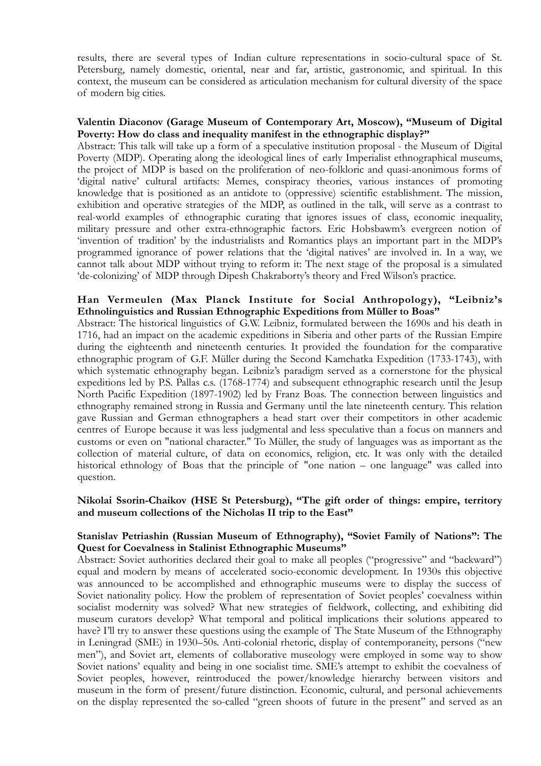results, there are several types of Indian culture representations in socio-cultural space of St. Petersburg, namely domestic, oriental, near and far, artistic, gastronomic, and spiritual. In this context, the museum can be considered as articulation mechanism for cultural diversity of the space of modern big cities.

**Valentin Diaconov (Garage Museum of Contemporary Art, Moscow), "Museum of Digital Poverty: How do class and inequality manifest in the ethnographic display?"**

Abstract: This talk will take up a form of a speculative institution proposal - the Museum of Digital Poverty (MDP). Operating along the ideological lines of early Imperialist ethnographical museums, the project of MDP is based on the proliferation of neo-folkloric and quasi-anonimous forms of 'digital native' cultural artifacts: Memes, conspiracy theories, various instances of promoting knowledge that is positioned as an antidote to (oppressive) scientific establishment. The mission, exhibition and operative strategies of the MDP, as outlined in the talk, will serve as a contrast to real-world examples of ethnographic curating that ignores issues of class, economic inequality, military pressure and other extra-ethnographic factors. Eric Hobsbawm's evergreen notion of 'invention of tradition' by the industrialists and Romantics plays an important part in the MDP's programmed ignorance of power relations that the 'digital natives' are involved in. In a way, we cannot talk about MDP without trying to reform it: The next stage of the proposal is a simulated 'de-colonizing' of MDP through Dipesh Chakraborty's theory and Fred Wilson's practice.

**Han Vermeulen (Max Planck Institute for Social Anthropology), "Leibniz's Ethnolinguistics and Russian Ethnographic Expeditions from Müller to Boas"**

Abstract: The historical linguistics of G.W. Leibniz, formulated between the 1690s and his death in 1716, had an impact on the academic expeditions in Siberia and other parts of the Russian Empire during the eighteenth and nineteenth centuries. It provided the foundation for the comparative ethnographic program of G.F. Müller during the Second Kamchatka Expedition (1733-1743), with which systematic ethnography began. Leibniz's paradigm served as a cornerstone for the physical expeditions led by P.S. Pallas c.s. (1768-1774) and subsequent ethnographic research until the Jesup North Pacific Expedition (1897-1902) led by Franz Boas. The connection between linguistics and ethnography remained strong in Russia and Germany until the late nineteenth century. This relation gave Russian and German ethnographers a head start over their competitors in other academic centres of Europe because it was less judgmental and less speculative than a focus on manners and customs or even on "national character." To Müller, the study of languages was as important as the collection of material culture, of data on economics, religion, etc. It was only with the detailed historical ethnology of Boas that the principle of "one nation – one language" was called into question.

**Nikolai Ssorin-Chaikov (HSE St Petersburg), "The gift order of things: empire, territory and museum collections of the Nicholas II trip to the East"**

**Stanislav Petriashin (Russian Museum of Ethnography), "Soviet Family of Nations": The Quest for Coevalness in Stalinist Ethnographic Museums"**

Abstract: Soviet authorities declared their goal to make all peoples ("progressive" and "backward") equal and modern by means of accelerated socio-economic development. In 1930s this objective was announced to be accomplished and ethnographic museums were to display the success of Soviet nationality policy. How the problem of representation of Soviet peoples' coevalness within socialist modernity was solved? What new strategies of fieldwork, collecting, and exhibiting did museum curators develop? What temporal and political implications their solutions appeared to have? I'll try to answer these questions using the example of The State Museum of the Ethnography in Leningrad (SME) in 1930–50s. Anti-colonial rhetoric, display of contemporaneity, persons ("new men"), and Soviet art, elements of collaborative museology were employed in some way to show Soviet nations' equality and being in one socialist time. SME's attempt to exhibit the coevalness of Soviet peoples, however, reintroduced the power/knowledge hierarchy between visitors and museum in the form of present/future distinction. Economic, cultural, and personal achievements on the display represented the so-called "green shoots of future in the present" and served as an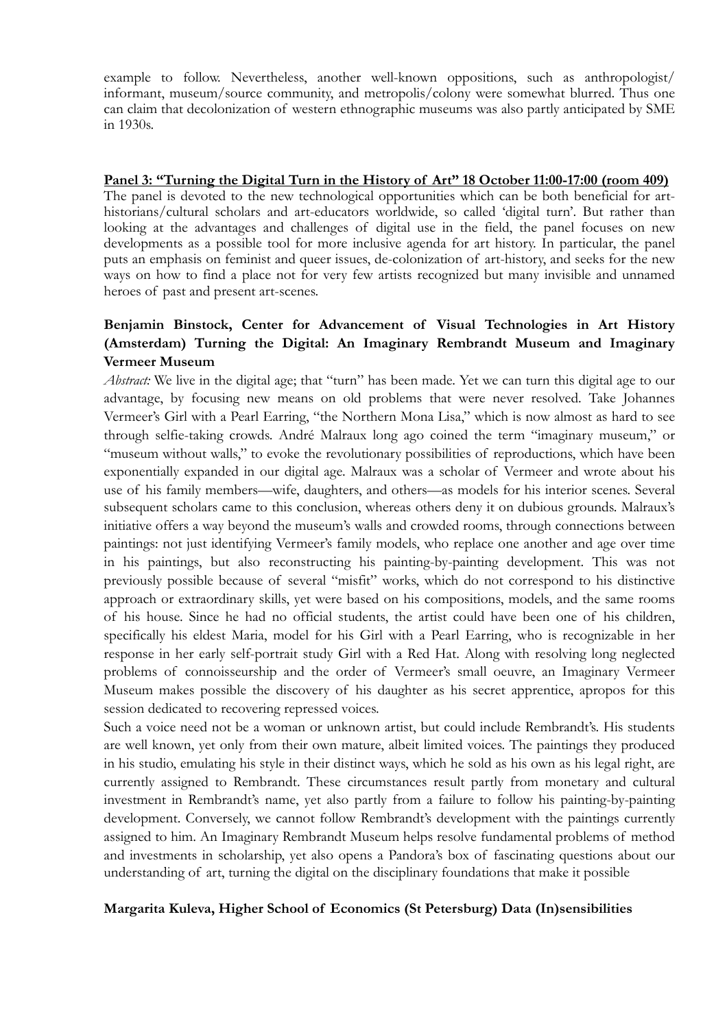example to follow. Nevertheless, another well-known oppositions, such as anthropologist/informant, museum/source community, and metropolis/colony were somewhat blurred. Thus one can claim that decolonization of western ethnographic museums was also partly anticipated by SME in 1930s.

**Panel 3: "Turning the Digital Turn in the History of Art" 18 October 11:00-17:00 (room 409)**

The panel is devoted to the new technological opportunities which can be both beneficial for art-historians/cultural scholars and art-educators worldwide, so called 'digital turn'. But rather than looking at the advantages and challenges of digital use in the field, the panel focuses on new developments as a possible tool for more inclusive agenda for art history. In particular, the panel puts an emphasis on feminist and queer issues, de-colonization of art-history, and seeks for the new ways on how to find a place not for very few artists recognized but many invisible and unnamed heroes of past and present art-scenes.

**Benjamin Binstock, Center for Advancement of Visual Technologies in Art History (Amsterdam) Turning the Digital: An Imaginary Rembrandt Museum and Imaginary Vermeer Museum**

*Abstract:* We live in the digital age; that "turn" has been made. Yet we can turn this digital age to our advantage, by focusing new means on old problems that were never resolved. Take Johannes Vermeer's Girl with a Pearl Earring, "the Northern Mona Lisa," which is now almost as hard to see through selfie-taking crowds. André Malraux long ago coined the term "imaginary museum," or "museum without walls," to evoke the revolutionary possibilities of reproductions, which have been exponentially expanded in our digital age. Malraux was a scholar of Vermeer and wrote about his use of his family members—wife, daughters, and others—as models for his interior scenes. Several subsequent scholars came to this conclusion, whereas others deny it on dubious grounds. Malraux's initiative offers a way beyond the museum's walls and crowded rooms, through connections between paintings: not just identifying Vermeer's family models, who replace one another and age over time in his paintings, but also reconstructing his painting-by-painting development. This was not previously possible because of several "misfit" works, which do not correspond to his distinctive approach or extraordinary skills, yet were based on his compositions, models, and the same rooms of his house. Since he had no official students, the artist could have been one of his children, specifically his eldest Maria, model for his Girl with a Pearl Earring, who is recognizable in her response in her early self-portrait study Girl with a Red Hat. Along with resolving long neglected problems of connoisseurship and the order of Vermeer's small oeuvre, an Imaginary Vermeer Museum makes possible the discovery of his daughter as his secret apprentice, apropos for this session dedicated to recovering repressed voices.

Such a voice need not be a woman or unknown artist, but could include Rembrandt's. His students are well known, yet only from their own mature, albeit limited voices. The paintings they produced in his studio, emulating his style in their distinct ways, which he sold as his own as his legal right, are currently assigned to Rembrandt. These circumstances result partly from monetary and cultural investment in Rembrandt's name, yet also partly from a failure to follow his painting-by-painting development. Conversely, we cannot follow Rembrandt's development with the paintings currently assigned to him. An Imaginary Rembrandt Museum helps resolve fundamental problems of method and investments in scholarship, yet also opens a Pandora's box of fascinating questions about our understanding of art, turning the digital on the disciplinary foundations that make it possible

**Margarita Kuleva, Higher School of Economics (St Petersburg) Data (In)sensibilities**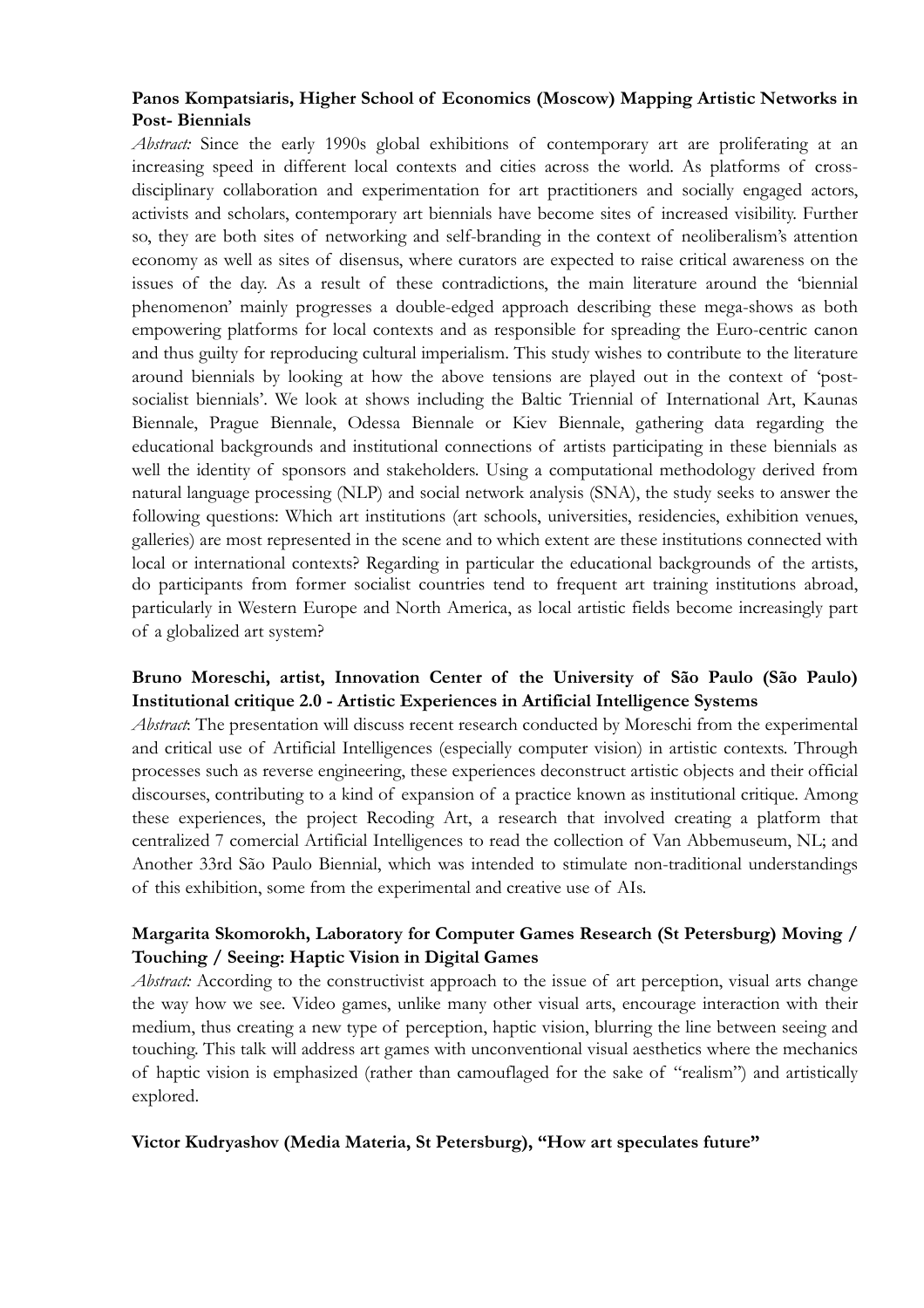**Panos Kompatsiaris, Higher School of Economics (Moscow) Mapping Artistic Networks in Post- Biennials**

*Abstract:* Since the early 1990s global exhibitions of contemporary art are proliferating at an increasing speed in different local contexts and cities across the world. As platforms of cross-disciplinary collaboration and experimentation for art practitioners and socially engaged actors, activists and scholars, contemporary art biennials have become sites of increased visibility. Further so, they are both sites of networking and self-branding in the context of neoliberalism's attention economy as well as sites of disensus, where curators are expected to raise critical awareness on the issues of the day. As a result of these contradictions, the main literature around the 'biennial phenomenon' mainly progresses a double-edged approach describing these mega-shows as both empowering platforms for local contexts and as responsible for spreading the Euro-centric canon and thus guilty for reproducing cultural imperialism. This study wishes to contribute to the literature around biennials by looking at how the above tensions are played out in the context of 'post-socialist biennials'. We look at shows including the Baltic Triennial of International Art, Kaunas Biennale, Prague Biennale, Odessa Biennale or Kiev Biennale, gathering data regarding the educational backgrounds and institutional connections of artists participating in these biennials as well the identity of sponsors and stakeholders. Using a computational methodology derived from natural language processing (NLP) and social network analysis (SNA), the study seeks to answer the following questions: Which art institutions (art schools, universities, residencies, exhibition venues, galleries) are most represented in the scene and to which extent are these institutions connected with local or international contexts? Regarding in particular the educational backgrounds of the artists, do participants from former socialist countries tend to frequent art training institutions abroad, particularly in Western Europe and North America, as local artistic fields become increasingly part of a globalized art system?

**Bruno Moreschi, artist, Innovation Center of the University of São Paulo (São Paulo) Institutional critique 2.0 - Artistic Experiences in Artificial Intelligence Systems**

*Abstract*: The presentation will discuss recent research conducted by Moreschi from the experimental and critical use of Artificial Intelligences (especially computer vision) in artistic contexts. Through processes such as reverse engineering, these experiences deconstruct artistic objects and their official discourses, contributing to a kind of expansion of a practice known as institutional critique. Among these experiences, the project Recoding Art, a research that involved creating a platform that centralized 7 comercial Artificial Intelligences to read the collection of Van Abbemuseum, NL; and Another 33rd São Paulo Biennial, which was intended to stimulate non-traditional understandings of this exhibition, some from the experimental and creative use of AIs.

**Margarita Skomorokh, Laboratory for Computer Games Research (St Petersburg) Moving / Touching / Seeing: Haptic Vision in Digital Games**

*Abstract:* According to the constructivist approach to the issue of art perception, visual arts change the way how we see. Video games, unlike many other visual arts, encourage interaction with their medium, thus creating a new type of perception, haptic vision, blurring the line between seeing and touching. This talk will address art games with unconventional visual aesthetics where the mechanics of haptic vision is emphasized (rather than camouflaged for the sake of "realism") and artistically explored.

**Victor Kudryashov (Media Materia, St Petersburg), "How art speculates future"**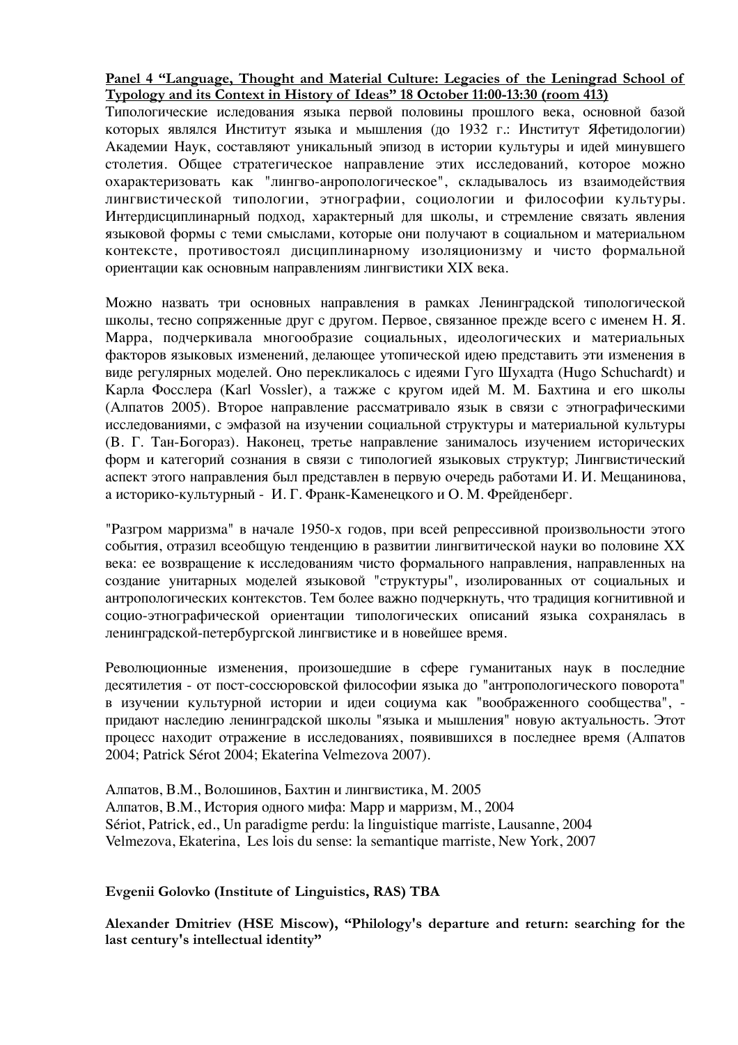**Panel 4 "Language, Thought and Material Culture: Legacies of the Leningrad School of Typology and its Context in History of Ideas" 18 October 11:00-13:30 (room 413)**

Типологические иследования языка первой половины прошлого века, основной базой которых являлся Институт языка и мышления (до 1932 г.: Институт Яфетидологии) Академии Наук, составляют уникальный эпизод в истории культуры и идей минувшего столетия. Общее стратегическое направление этих исследований, которое можно охарактеризовать как "лингво-анропологическое", складывалось из взаимодействия лингвистической типологии, этнографии, социологии и философии культуры. Интердисциплинарный подход, характерный для школы, и стремление связать явления языковой формы с теми смыслами, которые они получают в социальном и материальном контексте, противостоял дисциплинарному изоляционизму и чисто формальной ориентации как основным направлениям лингвистики XIX века.

Можно назвать три основных направления в рамках Ленинградской типологической школы, тесно сопряженные друг с другом. Первое, связанное прежде всего с именем Н. Я. Марра, подчеркивала многообразие социальных, идеологических и материальных факторов языковых изменений, делающее утопической идею представить эти изменения в виде регулярных моделей. Оно перекликалось с идеями Гуго Шухадта (Hugo Schuchardt) и Карла Фосслера (Karl Vossler), а также с кругом идей М. М. Бахтина и его школы (Алпатов 2005). Второе направление рассматривало язык в связи с этнографическими исследованиями, с эмфазой на изучении социальной структуры и материальной культуры (В. Г. Тан-Богораз). Наконец, третье направление занималось изучением исторических форм и категорий сознания в связи с типологией языковых структур; Лингвистический аспект этого направления был представлен в первую очередь работами И. И. Мещанинова, а историко-культурный - И. Г. Франк-Каменецкого и О. М. Фрейденберг.

"Разгром марризма" в начале 1950-х годов, при всей репрессивной произвольности этого события, отразил всеобщую тенденцию в развитии лингвитической науки во половине XX века: ее возвращение к исследованиям чисто формального направления, направленных на создание унитарных моделей языковой "структуры", изолированных от социальных и антропологических контекстов. Тем более важно подчеркнуть, что традиция когнитивной и социо-этнографической ориентации типологических описаний языка сохранялась в ленинградской-петербургской лингвистике и в новейшее время.

Революционные изменения, произошедшие в сфере гуманитаных наук в последние десятилетия - от пост-соссюровской философии языка до "антропологического поворота" в изучении культурной истории и идеи социума как "воображенного сообщества", - придают наследию ленинградской школы "языка и мышления" новую актуальность. Этот процесс находит отражение в исследованиях, появившихся в последнее время (Алпатов 2004; Patrick Sérot 2004; Ekaterina Velmezova 2007).

Алпатов, В.М., Волошинов, Бахтин и лингвистика, М. 2005
Алпатов, В.М., История одного мифа: Марр и марризм, М., 2004
Sériot, Patrick, ed., Un paradigme perdu: la linguistique marriste, Lausanne, 2004
Velmezova, Ekaterina, Les lois du sense: la semantique marriste, New York, 2007

**Evgenii Golovko (Institute of Linguistics, RAS) TBA**

**Alexander Dmitriev (HSE Miscow), "Philology's departure and return: searching for the last century's intellectual identity"**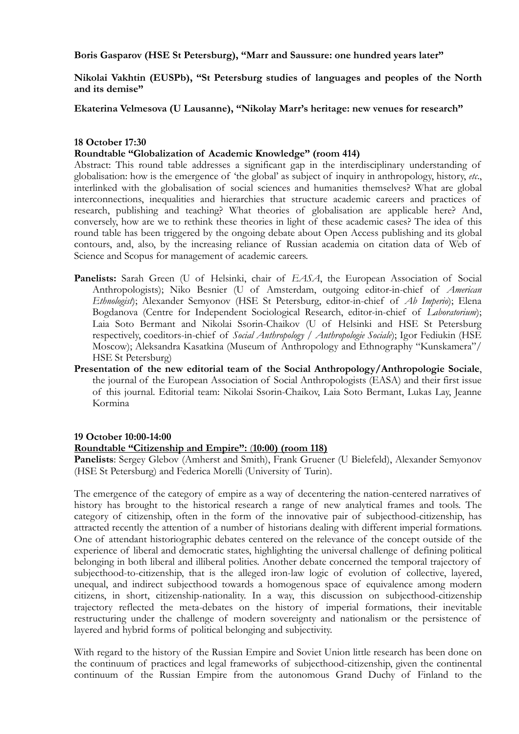**Boris Gasparov (HSE St Petersburg), "Marr and Saussure: one hundred years later"**

**Nikolai Vakhtin (EUSPb), "St Petersburg studies of languages and peoples of the North and its demise"**

**Ekaterina Velmesova (U Lausanne), "Nikolay Marr's heritage: new venues for research"**

**18 October 17:30**

**Roundtable "Globalization of Academic Knowledge" (room 414)**

Abstract: This round table addresses a significant gap in the interdisciplinary understanding of globalisation: how is the emergence of 'the global' as subject of inquiry in anthropology, history, *etc.*, interlinked with the globalisation of social sciences and humanities themselves? What are global interconnections, inequalities and hierarchies that structure academic careers and practices of research, publishing and teaching? What theories of globalisation are applicable here? And, conversely, how are we to rethink these theories in light of these academic cases? The idea of this round table has been triggered by the ongoing debate about Open Access publishing and its global contours, and, also, by the increasing reliance of Russian academia on citation data of Web of Science and Scopus for management of academic careers.

**Panelists:** Sarah Green (U of Helsinki, chair of *EASA*, the European Association of Social Anthropologists); Niko Besnier (U of Amsterdam, outgoing editor-in-chief of *American Ethnologist*); Alexander Semyonov (HSE St Petersburg, editor-in-chief of *Ab Imperio*); Elena Bogdanova (Centre for Independent Sociological Research, editor-in-chief of *Laboratorium*); Laia Soto Bermant and Nikolai Ssorin-Chaikov (U of Helsinki and HSE St Petersburg respectively, coeditors-in-chief of *Social Anthropology / Anthropologie Sociale*); Igor Fediukin (HSE Moscow); Aleksandra Kasatkina (Museum of Anthropology and Ethnography "Kunskamera"/ HSE St Petersburg)

**Presentation of the new editorial team of the Social Anthropology/Anthropologie Sociale**, the journal of the European Association of Social Anthropologists (EASA) and their first issue of this journal. Editorial team: Nikolai Ssorin-Chaikov, Laia Soto Bermant, Lukas Lay, Jeanne Kormina

**19 October 10:00-14:00**

**Roundtable "Citizenship and Empire": (10:00) (room 118)**

**Panelists**: Sergey Glebov (Amherst and Smith), Frank Gruener (U Bielefeld), Alexander Semyonov (HSE St Petersburg) and Federica Morelli (University of Turin).

The emergence of the category of empire as a way of decentering the nation-centered narratives of history has brought to the historical research a range of new analytical frames and tools. The category of citizenship, often in the form of the innovative pair of subjecthood-citizenship, has attracted recently the attention of a number of historians dealing with different imperial formations. One of attendant historiographic debates centered on the relevance of the concept outside of the experience of liberal and democratic states, highlighting the universal challenge of defining political belonging in both liberal and illiberal polities. Another debate concerned the temporal trajectory of subjecthood-to-citizenship, that is the alleged iron-law logic of evolution of collective, layered, unequal, and indirect subjecthood towards a homogenous space of equivalence among modern citizens, in short, citizenship-nationality. In a way, this discussion on subjecthood-citizenship trajectory reflected the meta-debates on the history of imperial formations, their inevitable restructuring under the challenge of modern sovereignty and nationalism or the persistence of layered and hybrid forms of political belonging and subjectivity.

With regard to the history of the Russian Empire and Soviet Union little research has been done on the continuum of practices and legal frameworks of subjecthood-citizenship, given the continental continuum of the Russian Empire from the autonomous Grand Duchy of Finland to the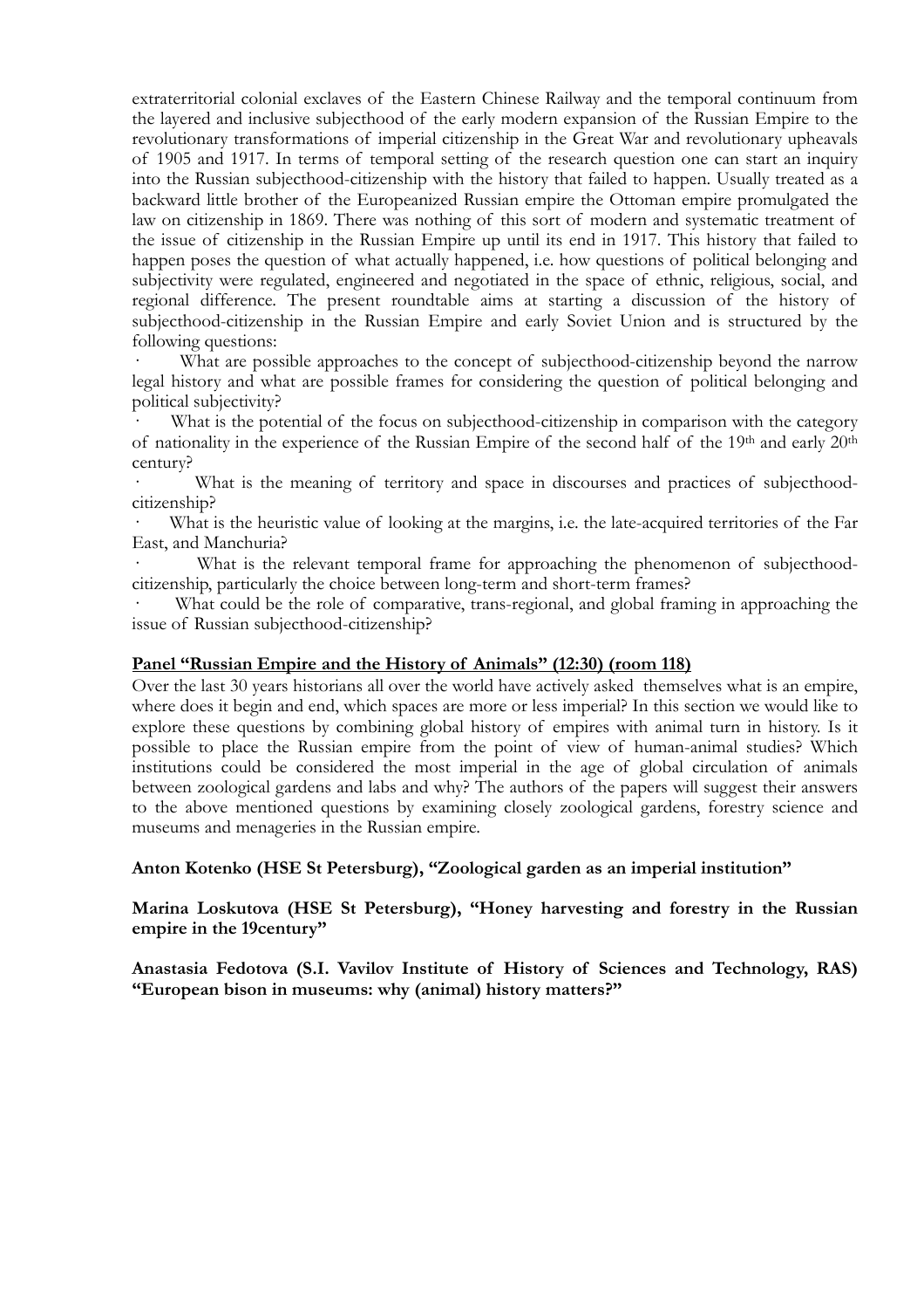extraterritorial colonial exclaves of the Eastern Chinese Railway and the temporal continuum from the layered and inclusive subjecthood of the early modern expansion of the Russian Empire to the revolutionary transformations of imperial citizenship in the Great War and revolutionary upheavals of 1905 and 1917. In terms of temporal setting of the research question one can start an inquiry into the Russian subjecthood-citizenship with the history that failed to happen. Usually treated as a backward little brother of the Europeanized Russian empire the Ottoman empire promulgated the law on citizenship in 1869. There was nothing of this sort of modern and systematic treatment of the issue of citizenship in the Russian Empire up until its end in 1917. This history that failed to happen poses the question of what actually happened, i.e. how questions of political belonging and subjectivity were regulated, engineered and negotiated in the space of ethnic, religious, social, and regional difference. The present roundtable aims at starting a discussion of the history of subjecthood-citizenship in the Russian Empire and early Soviet Union and is structured by the following questions:

- What are possible approaches to the concept of subjecthood-citizenship beyond the narrow legal history and what are possible frames for considering the question of political belonging and political subjectivity?
- What is the potential of the focus on subjecthood-citizenship in comparison with the category of nationality in the experience of the Russian Empire of the second half of the 19th and early 20th century?
- What is the meaning of territory and space in discourses and practices of subjecthood-citizenship?
- What is the heuristic value of looking at the margins, i.e. the late-acquired territories of the Far East, and Manchuria?
- What is the relevant temporal frame for approaching the phenomenon of subjecthood-citizenship, particularly the choice between long-term and short-term frames?
- What could be the role of comparative, trans-regional, and global framing in approaching the issue of Russian subjecthood-citizenship?

**Panel "Russian Empire and the History of Animals" (12:30) (room 118)**

Over the last 30 years historians all over the world have actively asked themselves what is an empire, where does it begin and end, which spaces are more or less imperial? In this section we would like to explore these questions by combining global history of empires with animal turn in history. Is it possible to place the Russian empire from the point of view of human-animal studies? Which institutions could be considered the most imperial in the age of global circulation of animals between zoological gardens and labs and why? The authors of the papers will suggest their answers to the above mentioned questions by examining closely zoological gardens, forestry science and museums and menageries in the Russian empire.

**Anton Kotenko (HSE St Petersburg), "Zoological garden as an imperial institution"**

**Marina Loskutova (HSE St Petersburg), "Honey harvesting and forestry in the Russian empire in the 19century"**

**Anastasia Fedotova (S.I. Vavilov Institute of History of Sciences and Technology, RAS) "European bison in museums: why (animal) history matters?"**